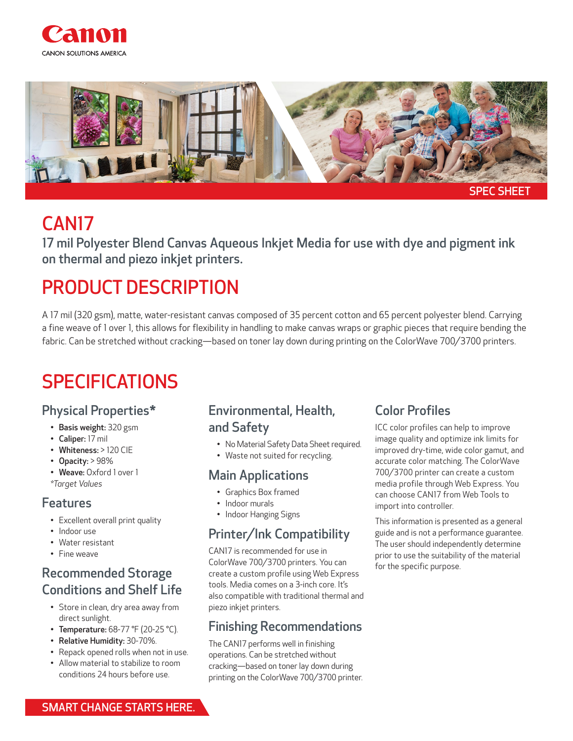Canon

CANON SOLUTIONS AMERICA

SPEC SHEET

# CAN17

17 mil Polyester Blend Canvas Aqueous Inkjet Media for use with dye and pigment ink on thermal and piezo inkjet printers.

# PRODUCT DESCRIPTION

A 17 mil (320 gsm), matte, water-resistant canvas composed of 35 percent cotton and 65 percent polyester blend. Carrying a fine weave of 1 over 1, this allows for flexibility in handling to make canvas wraps or graphic pieces that require bending the fabric. Can be stretched without cracking—based on toner lay down during printing on the ColorWave 700/3700 printers.

# SPECIFICATIONS

## Physical Properties*

- **Basis weight:** 320 gsm
- **Caliper:** 17 mil
- **Whiteness:** > 120 CIE
- **Opacity:** > 98%
- **Weave:** Oxford 1 over 1

*Target Values*

## Features

- Excellent overall print quality
- Indoor use
- Water resistant
- Fine weave

## Recommended Storage Conditions and Shelf Life

- Store in clean, dry area away from direct sunlight.
- **Temperature:** 68-77 °F (20-25 °C).
- **Relative Humidity:** 30-70%.
- Repack opened rolls when not in use.
- Allow material to stabilize to room conditions 24 hours before use.

## Environmental, Health, and Safety

- No Material Safety Data Sheet required.
- Waste not suited for recycling.

## Main Applications

- Graphics Box framed
- Indoor murals
- Indoor Hanging Signs

## Printer/Ink Compatibility

CAN17 is recommended for use in ColorWave 700/3700 printers. You can create a custom profile using Web Express tools. Media comes on a 3-inch core. It's also compatible with traditional thermal and piezo inkjet printers.

## Finishing Recommendations

The CAN17 performs well in finishing operations. Can be stretched without cracking—based on toner lay down during printing on the ColorWave 700/3700 printer.

## Color Profiles

ICC color profiles can help to improve image quality and optimize ink limits for improved dry-time, wide color gamut, and accurate color matching. The ColorWave 700/3700 printer can create a custom media profile through Web Express. You can choose CAN17 from Web Tools to import into controller.

This information is presented as a general guide and is not a performance guarantee. The user should independently determine prior to use the suitability of the material for the specific purpose.

SMART CHANGE STARTS HERE.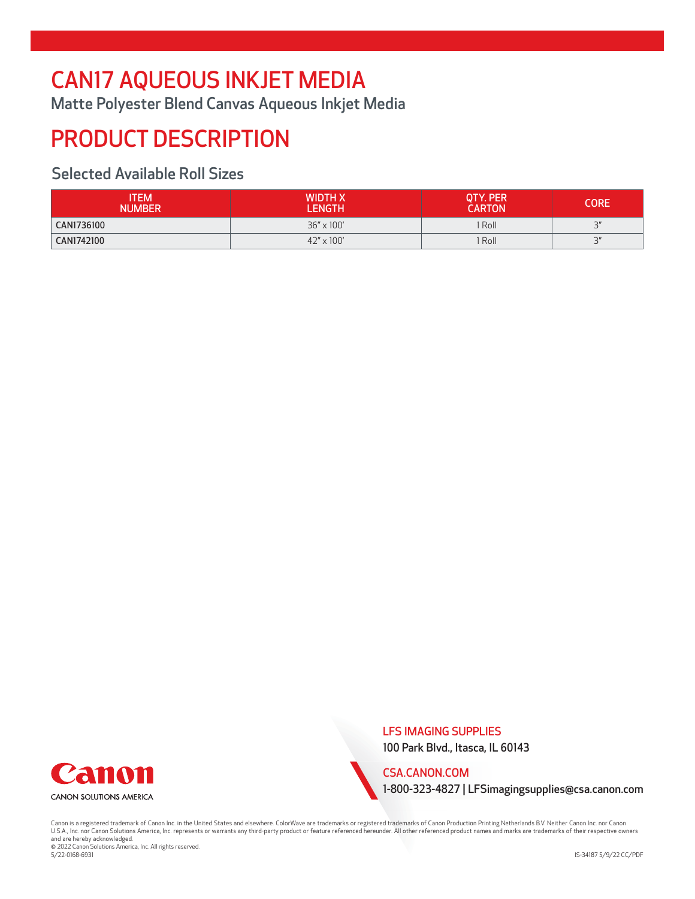# CAN17 AQUEOUS INKJET MEDIA

Matte Polyester Blend Canvas Aqueous Inkjet Media

# PRODUCT DESCRIPTION

## Selected Available Roll Sizes

| ITEM NUMBER | WIDTH X LENGTH | QTY. PER CARTON | CORE |
|---|---|---|---|
| CAN1736100 | 36" x 100' | 1 Roll | 3" |
| CAN1742100 | 42" x 100' | 1 Roll | 3" |

CANON SOLUTIONS AMERICA

LFS IMAGING SUPPLIES

100 Park Blvd., Itasca, IL 60143

CSA.CANON.COM

1-800-323-4827 | LFSimagingsupplies@csa.canon.com

Canon is a registered trademark of Canon Inc. in the United States and elsewhere. ColorWave are trademarks or registered trademarks of Canon Production Printing Netherlands B.V. Neither Canon Inc. nor Canon U.S.A., Inc. nor Canon Solutions America, Inc. represents or warrants any third-party product or feature referenced hereunder. All other referenced product names and marks are trademarks of their respective owners and are hereby acknowledged.
© 2022 Canon Solutions America, Inc. All rights reserved.
5/22-0168-6931

IS-34187 5/9/22 CC/PDF